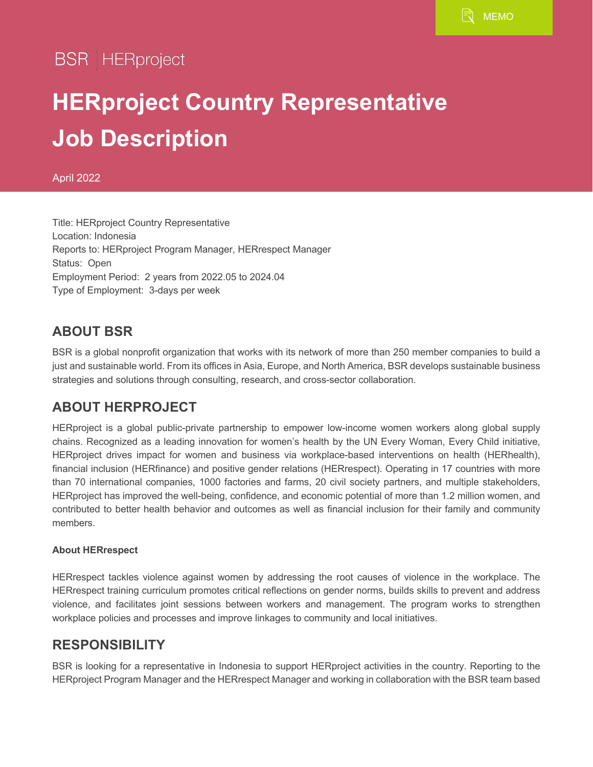MEMO

BSR | HERproject

# HERproject Country Representative Job Description

April 2022

Title: HERproject Country Representative
Location: Indonesia
Reports to: HERproject Program Manager, HERrespect Manager
Status: Open
Employment Period: 2 years from 2022.05 to 2024.04
Type of Employment: 3-days per week

## ABOUT BSR

BSR is a global nonprofit organization that works with its network of more than 250 member companies to build a just and sustainable world. From its offices in Asia, Europe, and North America, BSR develops sustainable business strategies and solutions through consulting, research, and cross-sector collaboration.

## ABOUT HERPROJECT

HERproject is a global public-private partnership to empower low-income women workers along global supply chains. Recognized as a leading innovation for women's health by the UN Every Woman, Every Child initiative, HERproject drives impact for women and business via workplace-based interventions on health (HERhealth), financial inclusion (HERfinance) and positive gender relations (HERrespect). Operating in 17 countries with more than 70 international companies, 1000 factories and farms, 20 civil society partners, and multiple stakeholders, HERproject has improved the well-being, confidence, and economic potential of more than 1.2 million women, and contributed to better health behavior and outcomes as well as financial inclusion for their family and community members.

#### About HERrespect

HERrespect tackles violence against women by addressing the root causes of violence in the workplace. The HERrespect training curriculum promotes critical reflections on gender norms, builds skills to prevent and address violence, and facilitates joint sessions between workers and management. The program works to strengthen workplace policies and processes and improve linkages to community and local initiatives.

## RESPONSIBILITY

BSR is looking for a representative in Indonesia to support HERproject activities in the country. Reporting to the HERproject Program Manager and the HERrespect Manager and working in collaboration with the BSR team based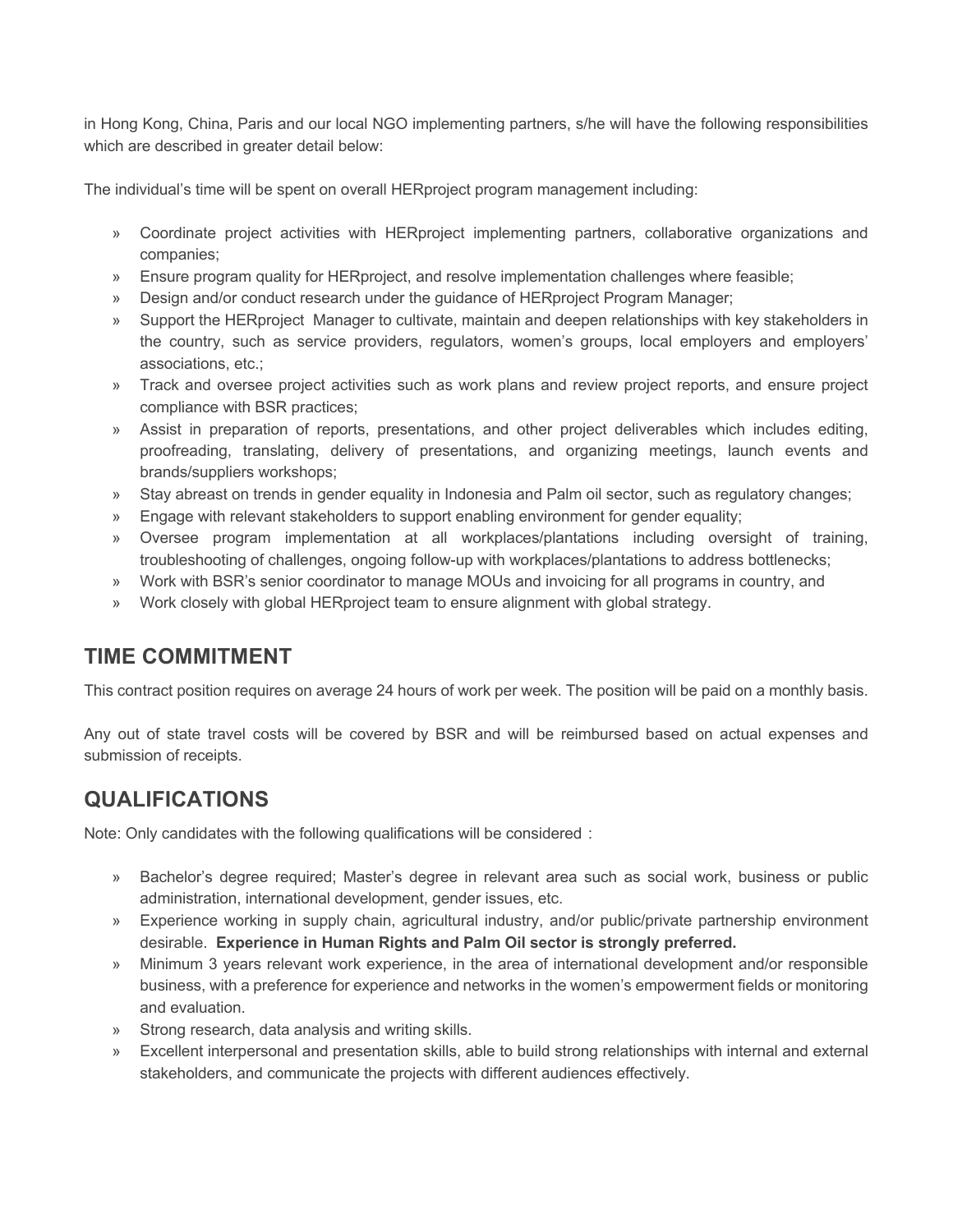in Hong Kong, China, Paris and our local NGO implementing partners, s/he will have the following responsibilities which are described in greater detail below:

The individual's time will be spent on overall HERproject program management including:

- Coordinate project activities with HERproject implementing partners, collaborative organizations and companies;
- Ensure program quality for HERproject, and resolve implementation challenges where feasible;
- Design and/or conduct research under the guidance of HERproject Program Manager;
- Support the HERproject Manager to cultivate, maintain and deepen relationships with key stakeholders in the country, such as service providers, regulators, women's groups, local employers and employers' associations, etc.;
- Track and oversee project activities such as work plans and review project reports, and ensure project compliance with BSR practices;
- Assist in preparation of reports, presentations, and other project deliverables which includes editing, proofreading, translating, delivery of presentations, and organizing meetings, launch events and brands/suppliers workshops;
- Stay abreast on trends in gender equality in Indonesia and Palm oil sector, such as regulatory changes;
- Engage with relevant stakeholders to support enabling environment for gender equality;
- Oversee program implementation at all workplaces/plantations including oversight of training, troubleshooting of challenges, ongoing follow-up with workplaces/plantations to address bottlenecks;
- Work with BSR's senior coordinator to manage MOUs and invoicing for all programs in country, and
- Work closely with global HERproject team to ensure alignment with global strategy.

## TIME COMMITMENT

This contract position requires on average 24 hours of work per week. The position will be paid on a monthly basis.

Any out of state travel costs will be covered by BSR and will be reimbursed based on actual expenses and submission of receipts.

## QUALIFICATIONS

Note: Only candidates with the following qualifications will be considered：

- Bachelor's degree required; Master's degree in relevant area such as social work, business or public administration, international development, gender issues, etc.
- Experience working in supply chain, agricultural industry, and/or public/private partnership environment desirable. **Experience in Human Rights and Palm Oil sector is strongly preferred.**
- Minimum 3 years relevant work experience, in the area of international development and/or responsible business, with a preference for experience and networks in the women's empowerment fields or monitoring and evaluation.
- Strong research, data analysis and writing skills.
- Excellent interpersonal and presentation skills, able to build strong relationships with internal and external stakeholders, and communicate the projects with different audiences effectively.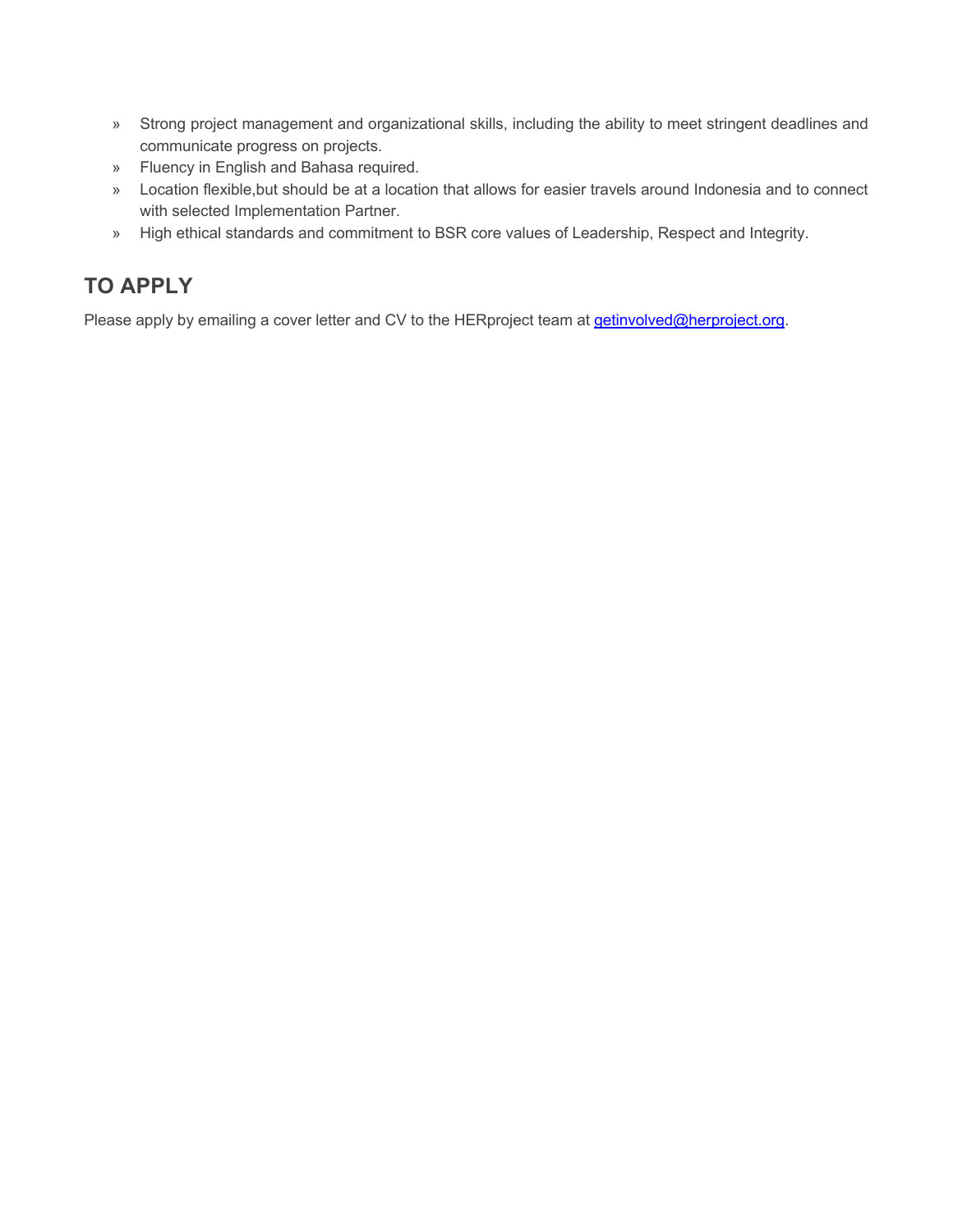- Strong project management and organizational skills, including the ability to meet stringent deadlines and communicate progress on projects.
- Fluency in English and Bahasa required.
- Location flexible,but should be at a location that allows for easier travels around Indonesia and to connect with selected Implementation Partner.
- High ethical standards and commitment to BSR core values of Leadership, Respect and Integrity.

## TO APPLY

Please apply by emailing a cover letter and CV to the HERproject team at getinvolved@herproject.org.